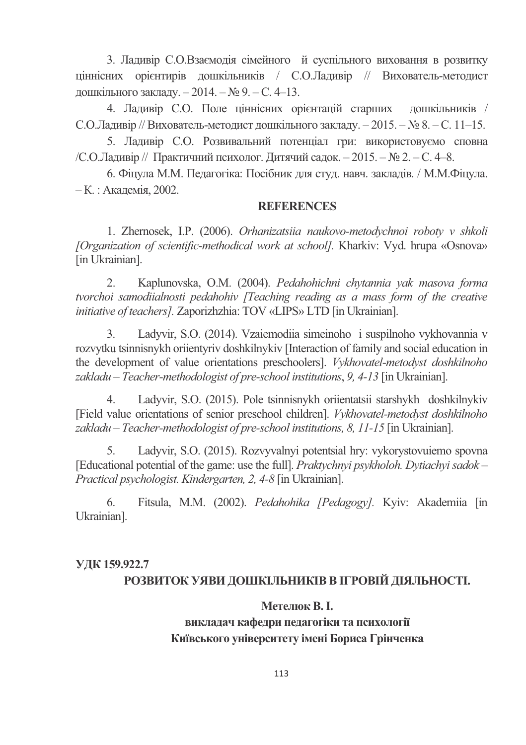3. Ладивір С.О.Взаємодія сімейного й суспільного виховання в розвитку ціннісних орієнтирів дошкільників / С.О.Ладивір // Вихователь-методист дошкільного закладу. – 2014. – № 9. – С. 4–13.

4. Ладивір С.О. Поле ціннісних орієнтацій старших дошкільників / С.О.Ладивір // Вихователь-методист дошкільного закладу. – 2015. – № 8. – С. 11–15.

5. Ладивір С.О. Розвивальний потенціал гри: використовуємо сповна /С.О.Ладивір // Практичний психолог. Дитячий садок. – 2015. – № 2. – С. 4–8.

6. Фіцула М.М. Педагогіка: Посібник для студ. навч. закладів. / М.М.Фіцула. – К. : Академія, 2002.

**REFERENCES**

1. Zhernosek, I.P. (2006). *Orhanizatsiia naukovo-metodychnoi roboty v shkoli [Organization of scientific-methodical work at school].* Kharkiv: Vyd. hrupa «Osnova» [in Ukrainian].

2. Kaplunovska, O.M. (2004). *Pedahohichni chytannia yak masova forma tvorchoi samodiialnosti pedahohiv [Teaching reading as a mass form of the creative initiative of teachers].* Zaporizhzhia: TOV «LIPS» LTD [in Ukrainian].

3. Ladyvir, S.O. (2014). Vzaiemodiia simeinoho i suspilnoho vykhovannia v rozvytku tsinnisnykh oriientyriv doshkilnykiv [Interaction of family and social education in the development of value orientations preschoolers]. *Vykhovatel-metodyst doshkilnoho zakladu – Teacher-methodologist of pre-school institutions*, *9, 4-13* [in Ukrainian].

4. Ladyvir, S.O. (2015). Pole tsinnisnykh oriientatsii starshykh doshkilnykiv [Field value orientations of senior preschool children]. *Vykhovatel-metodyst doshkilnoho zakladu – Teacher-methodologist of pre-school institutions, 8, 11-15* [in Ukrainian].

5. Ladyvir, S.O. (2015). Rozvyvalnyi potentsial hry: vykorystovuiemo spovna [Educational potential of the game: use the full]. *Praktychnyi psykholoh. Dytiachyi sadok – Practical psychologist. Kindergarten, 2, 4-8* [in Ukrainian].

6. Fitsula, M.M. (2002). *Pedahohika [Pedagogy].* Kyiv: Akademiia [in Ukrainian].

**УДК 159.922.7**

## РОЗВИТОК УЯВИ ДОШКІЛЬНИКІВ В ІГРОВІЙ ДІЯЛЬНОСТІ.

**Метелюк В. І.**

**викладач кафедри педагогіки та психології**

**Київського університету імені Бориса Грінченка**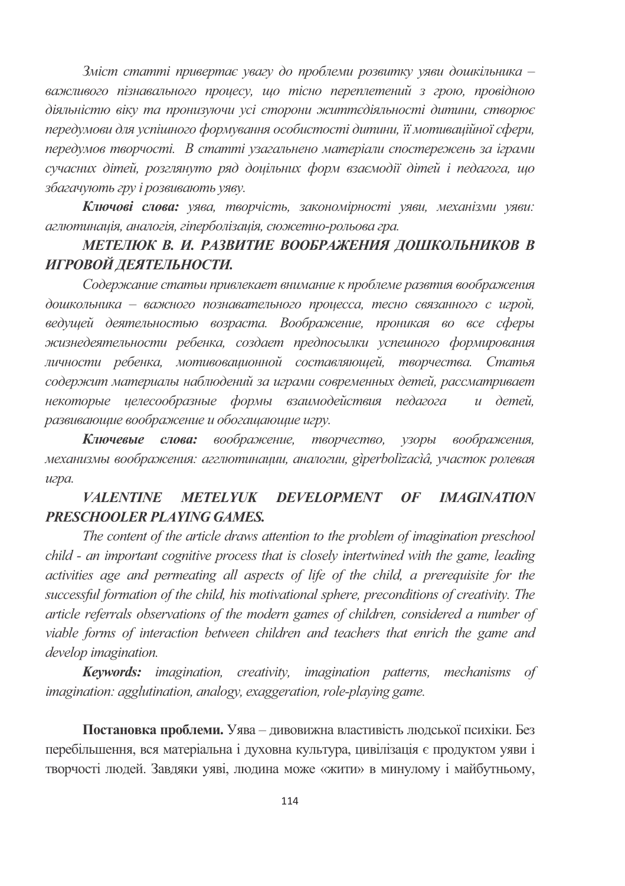*Зміст статті привертає увагу до проблеми розвитку уяви дошкільника – важливого пізнавального процесу, що тісно переплетений з грою, провідною діяльністю віку та пронизуючи усі сторони життєдіяльності дитини, створює передумови для успішного формування особистості дитини, її мотиваційної сфери, передумов творчості. В статті узагальнено матеріали спостережень за іграми сучасних дітей, розглянуто ряд доцільних форм взаємодії дітей і педагога, що збагачують гру і розвивають уяву.*

***Ключові слова:*** *уява, творчість, закономірності уяви, механізми уяви: аглютинація, аналогія, гіперболізація, сюжетно-рольова гра.*

## *МЕТЕЛЮК В. И. РАЗВИТИЕ ВООБРАЖЕНИЯ ДОШКОЛЬНИКОВ В ИГРОВОЙ ДЕЯТЕЛЬНОСТИ.*

*Содержание статьи привлекает внимание к проблеме развтия воображения дошкольника – важного познавательного процесса, тесно связанного с игрой, ведущей деятельностью возраста. Воображение, проникая во все сферы жизнедеятельности ребенка, создает предпосылки успешного формирования личности ребенка, мотивовационной составляющей, творчества. Статья содержит материалы наблюдений за играми современных детей, рассматривает некоторые целесообразные формы взаимодействия педагога и детей, развивающие воображение и обогащающие игру.*

***Ключевые слова:*** *воображение, творчество, узоры воображения, механизмы воображения: агглютинации, аналогии, gìperbolìzacìâ, участок ролевая игра.*

## *VALENTINE METELYUK DEVELOPMENT OF IMAGINATION PRESCHOOLER PLAYING GAMES.*

*The content of the article draws attention to the problem of imagination preschool child - an important cognitive process that is closely intertwined with the game, leading activities age and permeating all aspects of life of the child, a prerequisite for the successful formation of the child, his motivational sphere, preconditions of creativity. The article referrals observations of the modern games of children, considered a number of viable forms of interaction between children and teachers that enrich the game and develop imagination.*

***Keywords:*** *imagination, creativity, imagination patterns, mechanisms of imagination: agglutination, analogy, exaggeration, role-playing game.*

**Постановка проблеми.** Уява – дивовижна властивість людської психіки. Без перебільшення, вся матеріальна і духовна культура, цивілізація є продуктом уяви і творчості людей. Завдяки уяві, людина може «жити» в минулому і майбутньому,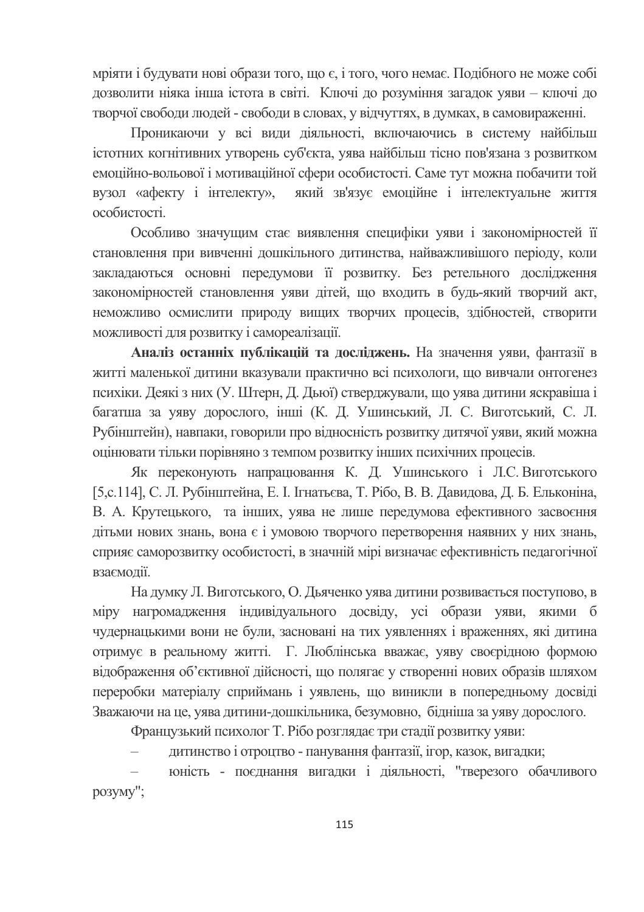мріяти і будувати нові образи того, що є, і того, чого немає. Подібного не може собі дозволити ніяка інша істота в світі. Ключі до розуміння загадок уяви – ключі до творчої свободи людей - свободи в словах, у відчуттях, в думках, в самовираженні.

Проникаючи у всі види діяльності, включаючись в систему найбільш істотних когнітивних утворень суб'єкта, уява найбільш тісно пов'язана з розвитком емоційно-вольової і мотиваційної сфери особистості. Саме тут можна побачити той вузол «афекту і інтелекту», який зв'язує емоційне і інтелектуальне життя особистості.

Особливо значущим стає виявлення специфіки уяви і закономірностей її становлення при вивченні дошкільного дитинства, найважливішого періоду, коли закладаються основні передумови її розвитку. Без ретельного дослідження закономірностей становлення уяви дітей, що входить в будь-який творчий акт, неможливо осмислити природу вищих творчих процесів, здібностей, створити можливості для розвитку і самореалізації.

**Аналіз останніх публікацій та досліджень.** На значення уяви, фантазії в житті маленької дитини вказували практично всі психологи, що вивчали онтогенез психіки. Деякі з них (У. Штерн, Д. Дьюї) стверджували, що уява дитини яскравіша і багатша за уяву дорослого, інші (К. Д. Ушинський, Л. С. Виготський, С. Л. Рубінштейн), навпаки, говорили про відносність розвитку дитячої уяви, який можна оцінювати тільки порівняно з темпом розвитку інших психічних процесів.

Як переконують напрацювання К. Д. Ушинського і Л.С. Виготського [5,с.114], С. Л. Рубінштейна, Е. І. Ігнатьєва, Т. Рібо, В. В. Давидова, Д. Б. Ельконіна, В. А. Крутецького, та інших, уява не лише передумова ефективного засвоєння дітьми нових знань, вона є і умовою творчого перетворення наявних у них знань, сприяє саморозвитку особистості, в значній мірі визначає ефективність педагогічної взаємодії.

На думку Л. Виготського, О. Дьяченко уява дитини розвивається поступово, в міру нагромадження індивідуального досвіду, усі образи уяви, якими б чудернацькими вони не були, засновані на тих уявленнях і враженнях, які дитина отримує в реальному житті. Г. Люблінська вважає, уяву своєрідною формою відображення об'єктивної дійсності, що полягає у створенні нових образів шляхом переробки матеріалу сприймань і уявлень, що виникли в попередньому досвіді Зважаючи на це, уява дитини-дошкільника, безумовно, бідніша за уяву дорослого.

Французький психолог Т. Рібо розглядає три стадії розвитку уяви:

– дитинство і отроцтво - панування фантазії, ігор, казок, вигадки;
– юність - поєднання вигадки і діяльності, "тверезого обачливого розуму";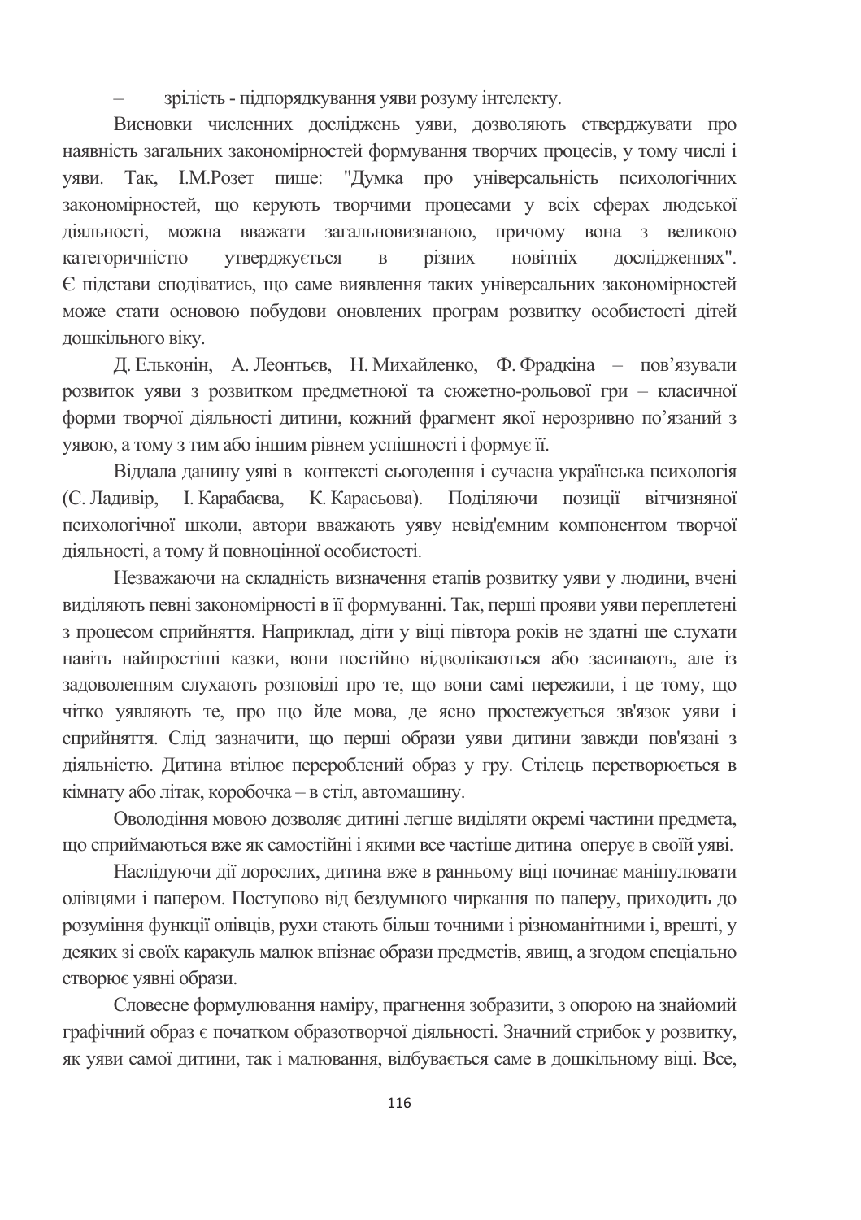– зрілість - підпорядкування уяви розуму інтелекту.

Висновки численних досліджень уяви, дозволяють стверджувати про наявність загальних закономірностей формування творчих процесів, у тому числі і уяви. Так, І.М.Розет пише: "Думка про універсальність психологічних закономірностей, що керують творчими процесами у всіх сферах людської діяльності, можна вважати загальновизнаною, причому вона з великою категоричністю утверджується в різних новітніх дослідженнях". Є підстави сподіватись, що саме виявлення таких універсальних закономірностей може стати основою побудови оновлених програм розвитку особистості дітей дошкільного віку.

Д. Ельконін, А. Леонтьєв, Н. Михайленко, Ф. Фрадкіна – пов'язували розвиток уяви з розвитком предметноюї та сюжетно-рольової гри – класичної форми творчої діяльності дитини, кожний фрагмент якої нерозривно по'язаний з уявою, а тому з тим або іншим рівнем успішності і формує її.

Віддала данину уяві в контексті сьогодення і сучасна українська психологія (С. Ладивір, І. Карабаєва, К. Карасьова). Поділяючи позиції вітчизняної психологічної школи, автори вважають уяву невід'ємним компонентом творчої діяльності, а тому й повноцінної особистості.

Незважаючи на складність визначення етапів розвитку уяви у людини, вчені виділяють певні закономірності в її формуванні. Так, перші прояви уяви переплетені з процесом сприйняття. Наприклад, діти у віці півтора років не здатні ще слухати навіть найпростіші казки, вони постійно відволікаються або засинають, але із задоволенням слухають розповіді про те, що вони самі пережили, і це тому, що чітко уявляють те, про що йде мова, де ясно простежується зв'язок уяви і сприйняття. Слід зазначити, що перші образи уяви дитини завжди пов'язані з діяльністю. Дитина втілює перероблений образ у гру. Стілець перетворюється в кімнату або літак, коробочка – в стіл, автомашину.

Оволодіння мовою дозволяє дитині легше виділяти окремі частини предмета, що сприймаються вже як самостійні і якими все частіше дитина оперує в своїй уяві.

Наслідуючи дії дорослих, дитина вже в ранньому віці починає маніпулювати олівцями і папером. Поступово від бездумного чиркання по паперу, приходить до розуміння функції олівців, рухи стають більш точними і різноманітними і, врешті, у деяких зі своїх каракуль малюк впізнає образи предметів, явищ, а згодом спеціально створює уявні образи.

Словесне формулювання наміру, прагнення зобразити, з опорою на знайомий графічний образ є початком образотворчої діяльності. Значний стрибок у розвитку, як уяви самої дитини, так і малювання, відбувається саме в дошкільному віці. Все,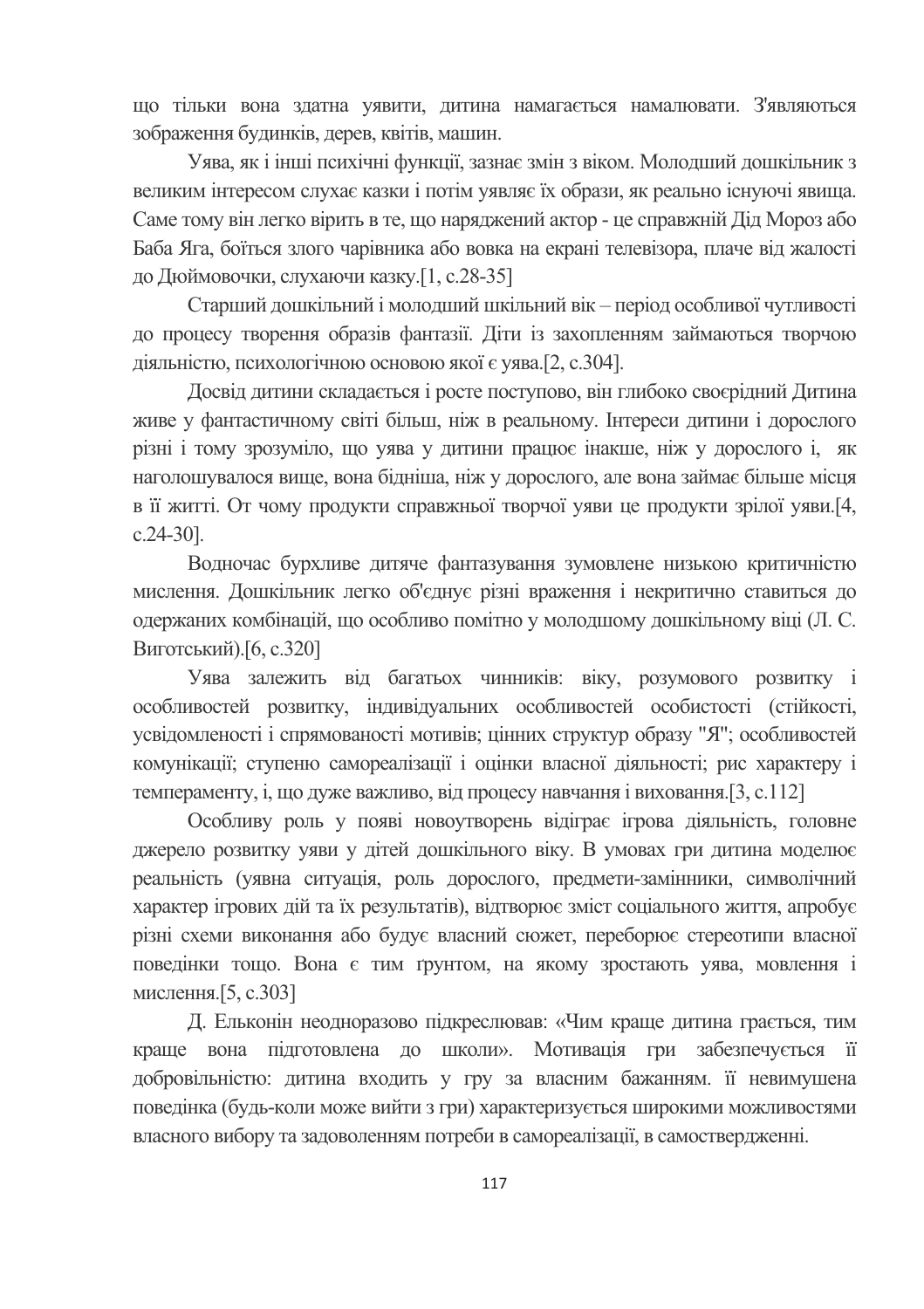що тільки вона здатна уявити, дитина намагається намалювати. З'являються зображення будинків, дерев, квітів, машин.

Уява, як і інші психічні функції, зазнає змін з віком. Молодший дошкільник з великим інтересом слухає казки і потім уявляє їх образи, як реально існуючі явища. Саме тому він легко вірить в те, що наряджений актор - це справжній Дід Мороз або Баба Яга, боїться злого чарівника або вовка на екрані телевізора, плаче від жалості до Дюймовочки, слухаючи казку.[1, с.28-35]

Старший дошкільний і молодший шкільний вік – період особливої чутливості до процесу творення образів фантазії. Діти із захопленням займаються творчою діяльністю, психологічною основою якої є уява.[2, с.304].

Досвід дитини складається і росте поступово, він глибоко своєрідний Дитина живе у фантастичному світі більш, ніж в реальному. Інтереси дитини і дорослого різні і тому зрозуміло, що уява у дитини працює інакше, ніж у дорослого і, як наголошувалося вище, вона бідніша, ніж у дорослого, але вона займає більше місця в її житті. От чому продукти справжньої творчої уяви це продукти зрілої уяви.[4, с.24-30].

Водночас бурхливе дитяче фантазування зумовлене низькою критичністю мислення. Дошкільник легко об'єднує різні враження і некритично ставиться до одержаних комбінацій, що особливо помітно у молодшому дошкільному віці (Л. С. Виготський).[6, с.320]

Уява залежить від багатьох чинників: віку, розумового розвитку і особливостей розвитку, індивідуальних особливостей особистості (стійкості, усвідомленості і спрямованості мотивів; цінних структур образу "Я"; особливостей комунікації; ступеню самореалізації і оцінки власної діяльності; рис характеру і темпераменту, і, що дуже важливо, від процесу навчання і виховання.[3, с.112]

Особливу роль у появі новоутворень відіграє ігрова діяльність, головне джерело розвитку уяви у дітей дошкільного віку. В умовах гри дитина моделює реальність (уявна ситуація, роль дорослого, предмети-замінники, символічний характер ігрових дій та їх результатів), відтворює зміст соціального життя, апробує різні схеми виконання або будує власний сюжет, переборює стереотипи власної поведінки тощо. Вона є тим ґрунтом, на якому зростають уява, мовлення і мислення.[5, с.303]

Д. Ельконін неодноразово підкреслював: «Чим краще дитина грається, тим краще вона підготовлена до школи». Мотивація гри забезпечується її добровільністю: дитина входить у гру за власним бажанням. її невимушена поведінка (будь-коли може вийти з гри) характеризується широкими можливостями власного вибору та задоволенням потреби в самореалізації, в самоствердженні.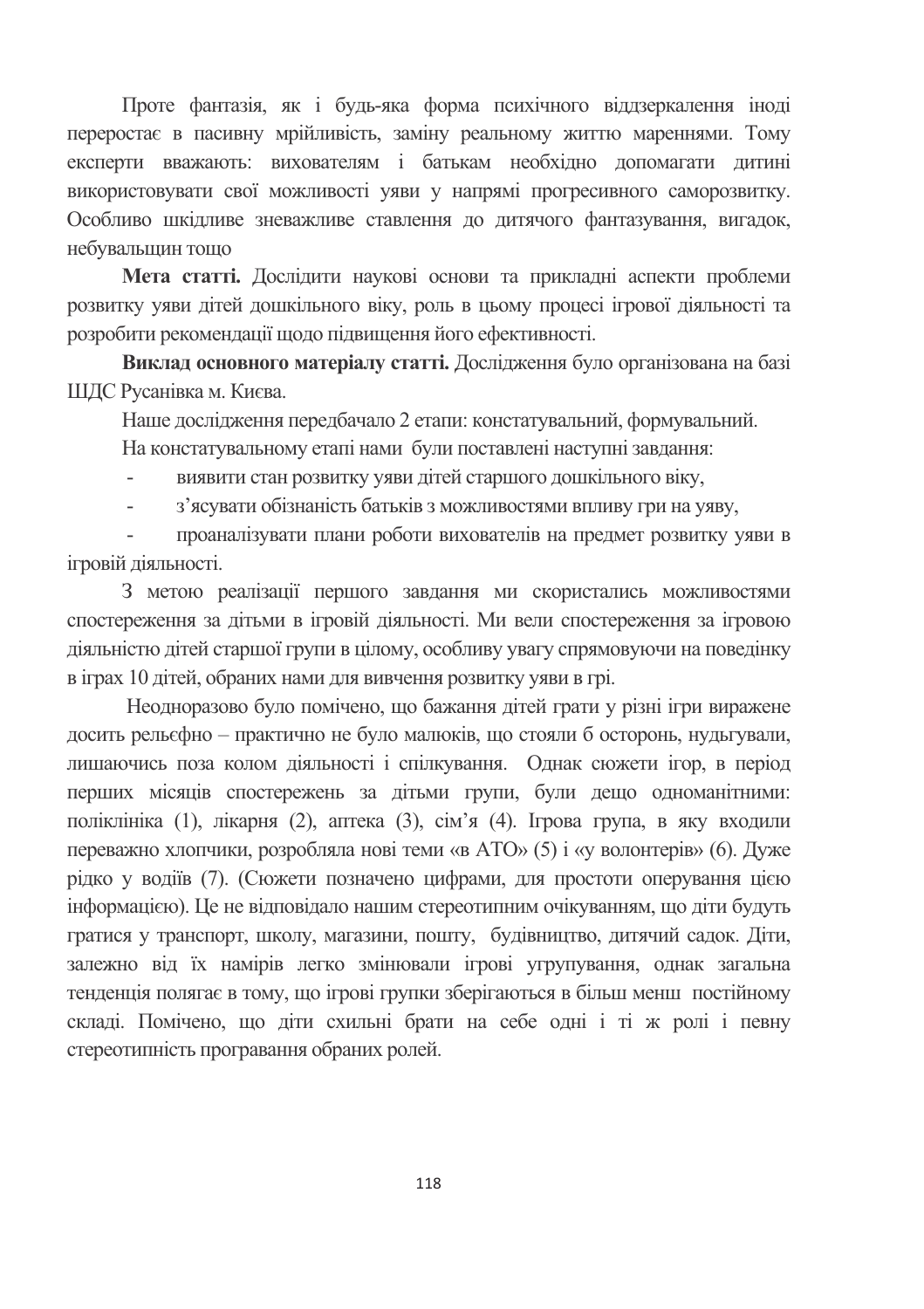Проте фантазія, як і будь-яка форма психічного віддзеркалення іноді переростає в пасивну мрійливість, заміну реальному життю мареннями. Тому експерти вважають: вихователям і батькам необхідно допомагати дитині використовувати свої можливості уяви у напрямі прогресивного саморозвитку. Особливо шкідливе зневажливе ставлення до дитячого фантазування, вигадок, небувальщин тощо

**Мета статті.** Дослідити наукові основи та прикладні аспекти проблеми розвитку уяви дітей дошкільного віку, роль в цьому процесі ігрової діяльності та розробити рекомендації щодо підвищення його ефективності.

**Виклад основного матеріалу статті.** Дослідження було організована на базі ШДС Русанівка м. Києва.

Наше дослідження передбачало 2 етапи: констатувальний, формувальний.

На констатувальному етапі нами були поставлені наступні завдання:

- виявити стан розвитку уяви дітей старшого дошкільного віку,
- з'ясувати обізнаність батьків з можливостями впливу гри на уяву,
- проаналізувати плани роботи вихователів на предмет розвитку уяви в ігровій діяльності.

З метою реалізації першого завдання ми скористались можливостями спостереження за дітьми в ігровій діяльності. Ми вели спостереження за ігровою діяльністю дітей старшої групи в цілому, особливу увагу спрямовуючи на поведінку в іграх 10 дітей, обраних нами для вивчення розвитку уяви в грі.

Неодноразово було помічено, що бажання дітей грати у різні ігри виражене досить рельєфно – практично не було малюків, що стояли б осторонь, нудьгували, лишаючись поза колом діяльності і спілкування. Однак сюжети ігор, в період перших місяців спостережень за дітьми групи, були дещо одноманітними: поліклініка (1), лікарня (2), аптека (3), сім'я (4). Ігрова група, в яку входили переважно хлопчики, розробляла нові теми «в АТО» (5) і «у волонтерів» (6). Дуже рідко у водіїв (7). (Сюжети позначено цифрами, для простоти оперування цією інформацією). Це не відповідало нашим стереотипним очікуванням, що діти будуть гратися у транспорт, школу, магазини, пошту, будівництво, дитячий садок. Діти, залежно від їх намірів легко змінювали ігрові угрупування, однак загальна тенденція полягає в тому, що ігрові групки зберігаються в більш менш постійному складі. Помічено, що діти схильні брати на себе одні і ті ж ролі і певну стереотипність програвання обраних ролей.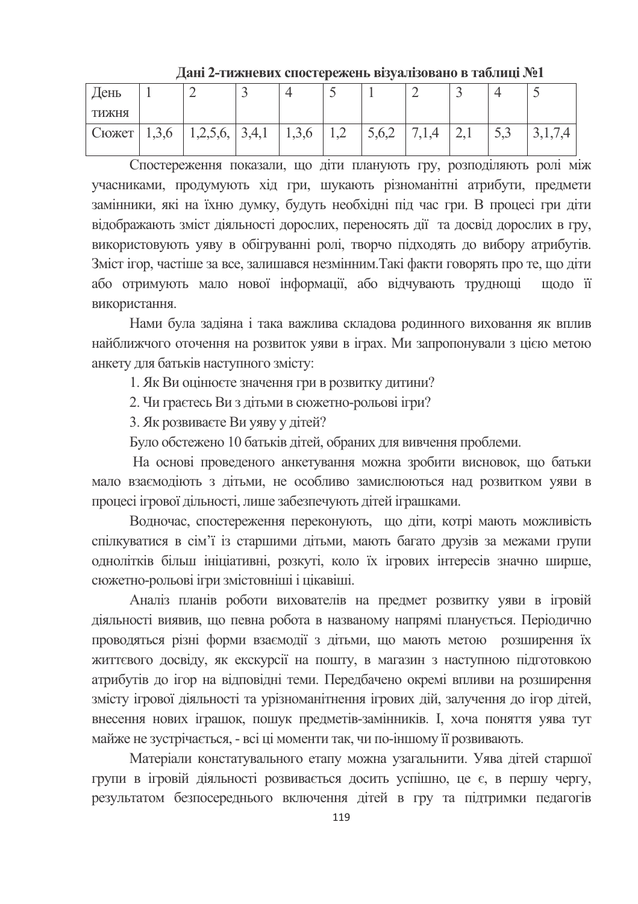**Дані 2-тижневих спостережень візуалізовано в таблиці №1**

| День тижня | 1 | 2 | 3 | 4 | 5 | 1 | 2 | 3 | 4 | 5 |
|---|---|---|---|---|---|---|---|---|---|---|
| Сюжет | 1,3,6 | 1,2,5,6, | 3,4,1 | 1,3,6 | 1,2 | 5,6,2 | 7,1,4 | 2,1 | 5,3 | 3,1,7,4 |

Спостереження показали, що діти планують гру, розподіляють ролі між учасниками, продумують хід гри, шукають різноманітні атрибути, предмети замінники, які на їхню думку, будуть необхідні під час гри. В процесі гри діти відображають зміст діяльності дорослих, переносять дії та досвід дорослих в гру, використовують уяву в обігруванні ролі, творчо підходять до вибору атрибутів. Зміст ігор, частіше за все, залишався незмінним.Такі факти говорять про те, що діти або отримують мало нової інформації, або відчувають труднощі щодо її використання.

Нами була задіяна і така важлива складова родинного виховання як вплив найближчого оточення на розвиток уяви в іграх. Ми запропонували з цією метою анкету для батьків наступного змісту:

1. Як Ви оцінюєте значення гри в розвитку дитини?
2. Чи граєтесь Ви з дітьми в сюжетно-рольові ігри?
3. Як розвиваєте Ви уяву у дітей?

Було обстежено 10 батьків дітей, обраних для вивчення проблеми.

На основі проведеного анкетування можна зробити висновок, що батьки мало взаємодіють з дітьми, не особливо замислюються над розвитком уяви в процесі ігрової дільності, лише забезпечують дітей іграшками.

Водночас, спостереження переконують, що діти, котрі мають можливість спілкуватися в сім'ї із старшими дітьми, мають багато друзів за межами групи однолітків більш ініціативні, розкуті, коло їх ігрових інтересів значно ширше, сюжетно-рольові ігри змістовніші і цікавіші.

Аналіз планів роботи вихователів на предмет розвитку уяви в ігровій діяльності виявив, що певна робота в названому напрямі планується. Періодично проводяться різні форми взаємодії з дітьми, що мають метою розширення їх життєвого досвіду, як екскурсії на пошту, в магазин з наступною підготовкою атрибутів до ігор на відповідні теми. Передбачено окремі впливи на розширення змісту ігрової діяльності та урізноманітнення ігрових дій, залучення до ігор дітей, внесення нових іграшок, пошук предметів-замінників. І, хоча поняття уява тут майже не зустрічається, - всі ці моменти так, чи по-іншому її розвивають.

Матеріали констатувального етапу можна узагальнити. Уява дітей старшої групи в ігровій діяльності розвивається досить успішно, це є, в першу чергу, результатом безпосереднього включення дітей в гру та підтримки педагогів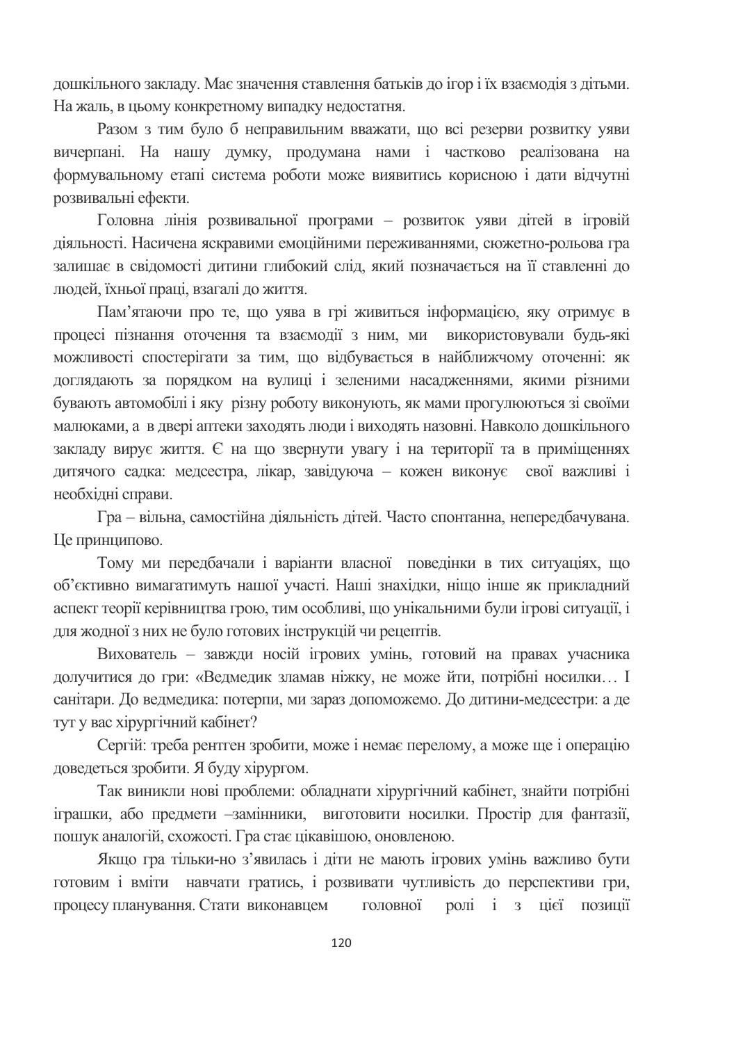дошкільного закладу. Має значення ставлення батьків до ігор і їх взаємодія з дітьми. На жаль, в цьому конкретному випадку недостатня.

Разом з тим було б неправильним вважати, що всі резерви розвитку уяви вичерпані. На нашу думку, продумана нами і частково реалізована на формувальному етапі система роботи може виявитись корисною і дати відчутні розвивальні ефекти.

Головна лінія розвивальної програми – розвиток уяви дітей в ігровій діяльності. Насичена яскравими емоційними переживаннями, сюжетно-рольова гра залишає в свідомості дитини глибокий слід, який позначається на її ставленні до людей, їхньої праці, взагалі до життя.

Пам'ятаючи про те, що уява в грі живиться інформацією, яку отримує в процесі пізнання оточення та взаємодії з ним, ми використовували будь-які можливості спостерігати за тим, що відбувається в найближчому оточенні: як доглядають за порядком на вулиці і зеленими насадженнями, якими різними бувають автомобілі і яку різну роботу виконують, як мами прогулюються зі своїми малюками, а в двері аптеки заходять люди і виходять назовні. Навколо дошкільного закладу вирує життя. Є на що звернути увагу і на території та в приміщеннях дитячого садка: медсестра, лікар, завідуюча – кожен виконує свої важливі і необхідні справи.

Гра – вільна, самостійна діяльність дітей. Часто спонтанна, непередбачувана. Це принципово.

Тому ми передбачали і варіанти власної поведінки в тих ситуаціях, що об'єктивно вимагатимуть нашої участі. Наші знахідки, ніщо інше як прикладний аспект теорії керівництва грою, тим особливі, що унікальними були ігрові ситуації, і для жодної з них не було готових інструкцій чи рецептів.

Вихователь – завжди носій ігрових умінь, готовий на правах учасника долучитися до гри: «Ведмедик зламав ніжку, не може йти, потрібні носилки… І санітари. До ведмедика: потерпи, ми зараз допоможемо. До дитини-медсестри: а де тут у вас хірургічний кабінет?

Сергій: треба рентген зробити, може і немає перелому, а може ще і операцію доведеться зробити. Я буду хірургом.

Так виникли нові проблеми: обладнати хірургічний кабінет, знайти потрібні іграшки, або предмети –замінники, виготовити носилки. Простір для фантазії, пошук аналогій, схожості. Гра стає цікавішою, оновленою.

Якщо гра тільки-но з'явилась і діти не мають ігрових умінь важливо бути готовим і вміти навчати гратись, і розвивати чутливість до перспективи гри, процесу планування. Стати виконавцем головної ролі і з цієї позиції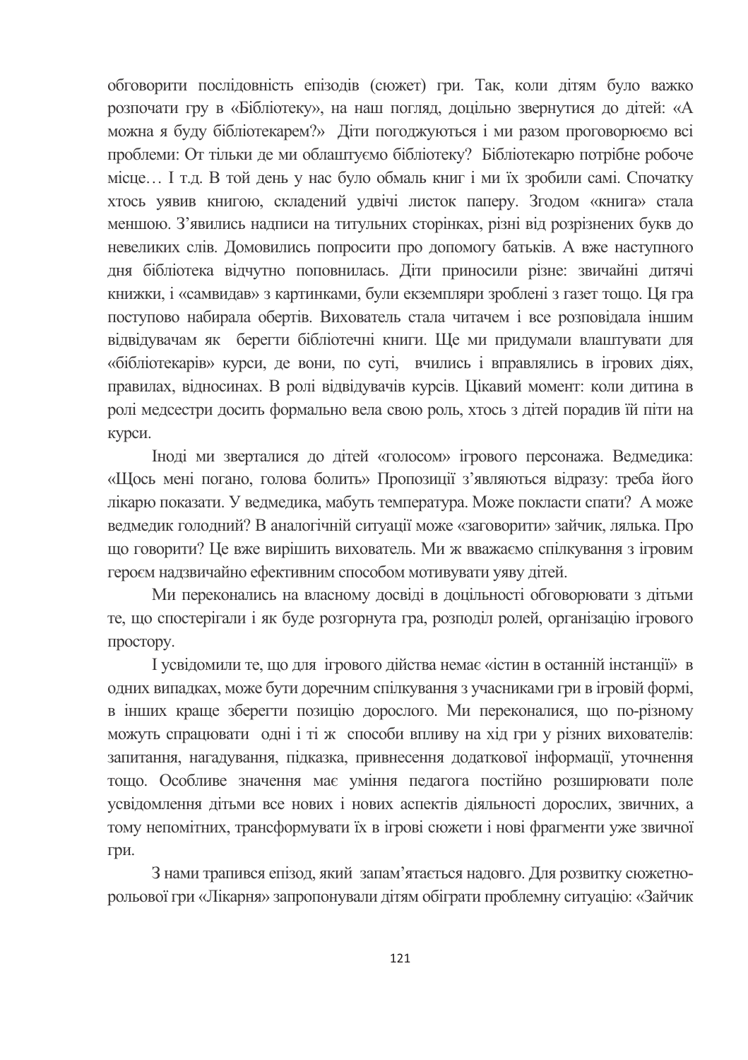обговорити послідовність епізодів (сюжет) гри. Так, коли дітям було важко розпочати гру в «Бібліотеку», на наш погляд, доцільно звернутися до дітей: «А можна я буду бібліотекарем?» Діти погоджуються і ми разом проговорюємо всі проблеми: От тільки де ми облаштуємо бібліотеку? Бібліотекарю потрібне робоче місце… І т.д. В той день у нас було обмаль книг і ми їх зробили самі. Спочатку хтось уявив книгою, складений удвічі листок паперу. Згодом «книга» стала меншою. З'явились надписи на титульних сторінках, різні від розрізнених букв до невеликих слів. Домовились попросити про допомогу батьків. А вже наступного дня бібліотека відчутно поповнилась. Діти приносили різне: звичайні дитячі книжки, і «самвидав» з картинками, були екземпляри зроблені з газет тощо. Ця гра поступово набирала обертів. Вихователь стала читачем і все розповідала іншим відвідувачам як берегти бібліотечні книги. Ще ми придумали влаштувати для «бібліотекарів» курси, де вони, по суті, вчились і вправлялись в ігрових діях, правилах, відносинах. В ролі відвідувачів курсів. Цікавий момент: коли дитина в ролі медсестри досить формально вела свою роль, хтось з дітей порадив їй піти на курси.

Іноді ми зверталися до дітей «голосом» ігрового персонажа. Ведмедика: «Щось мені погано, голова болить» Пропозиції з'являються відразу: треба його лікарю показати. У ведмедика, мабуть температура. Може покласти спати? А може ведмедик голодний? В аналогічній ситуації може «заговорити» зайчик, лялька. Про що говорити? Це вже вирішить вихователь. Ми ж вважаємо спілкування з ігровим героєм надзвичайно ефективним способом мотивувати уяву дітей.

Ми переконались на власному досвіді в доцільності обговорювати з дітьми те, що спостерігали і як буде розгорнута гра, розподіл ролей, організацію ігрового простору.

І усвідомили те, що для ігрового дійства немає «істин в останній інстанції» в одних випадках, може бути доречним спілкування з учасниками гри в ігровій формі, в інших краще зберегти позицію дорослого. Ми переконалися, що по-різному можуть спрацювати одні і ті ж способи впливу на хід гри у різних вихователів: запитання, нагадування, підказка, привнесення додаткової інформації, уточнення тощо. Особливе значення має уміння педагога постійно розширювати поле усвідомлення дітьми все нових і нових аспектів діяльності дорослих, звичних, а тому непомітних, трансформувати їх в ігрові сюжети і нові фрагменти уже звичної гри.

З нами трапився епізод, який запам'ятається надовго. Для розвитку сюжетно-рольової гри «Лікарня» запропонували дітям обіграти проблемну ситуацію: «Зайчик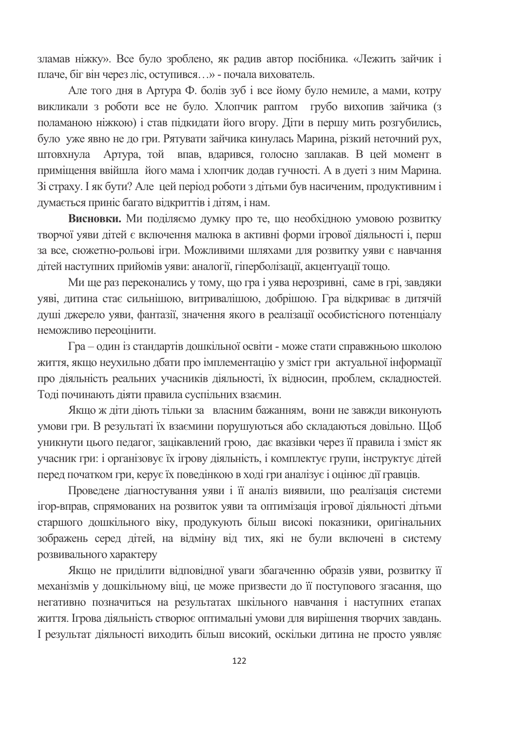зламав ніжку». Все було зроблено, як радив автор посібника. «Лежить зайчик і плаче, біг він через ліс, оступився…» - почала вихователь.

Але того дня в Артура Ф. болів зуб і все йому було немиле, а мами, котру викликали з роботи все не було. Хлопчик раптом грубо вихопив зайчика (з поламаною ніжкою) і став підкидати його вгору. Діти в першу мить розгубились, було уже явно не до гри. Рятувати зайчика кинулась Марина, різкий неточний рух, штовхнула Артура, той впав, вдарився, голосно заплакав. В цей момент в приміщення ввійшла його мама і хлопчик додав гучності. А в дуеті з ним Марина. Зі страху. І як бути? Але цей період роботи з дітьми був насиченим, продуктивним і думається приніс багато відкриттів і дітям, і нам.

**Висновки.** Ми поділяємо думку про те, що необхідною умовою розвитку творчої уяви дітей є включення малюка в активні форми ігрової діяльності і, перш за все, сюжетно-рольові ігри. Можливими шляхами для розвитку уяви є навчання дітей наступних прийомів уяви: аналогії, гіперболізації, акцентуації тощо.

Ми ще раз переконались у тому, що гра і уява нерозривні, саме в грі, завдяки уяві, дитина стає сильнішою, витривалішою, добрішою. Гра відкриває в дитячій душі джерело уяви, фантазії, значення якого в реалізації особистісного потенціалу неможливо переоцінити.

Гра – один із стандартів дошкільної освіти - може стати справжньою школою життя, якщо неухильно дбати про імплементацію у зміст гри актуальної інформації про діяльність реальних учасників діяльності, їх відносин, проблем, складностей. Тоді починають діяти правила суспільних взаємин.

Якщо ж діти діють тільки за власним бажанням, вони не завжди виконують умови гри. В результаті їх взаємини порушуються або складаються довільно. Щоб уникнути цього педагог, зацікавлений грою, дає вказівки через її правила і зміст як учасник гри: і організовує їх ігрову діяльність, і комплектує групи, інструктує дітей перед початком гри, керує їх поведінкою в ході гри аналізує і оцінює дії гравців.

Проведене діагностування уяви і її аналіз виявили, що реалізація системи ігор-вправ, спрямованих на розвиток уяви та оптимізація ігрової діяльності дітьми старшого дошкільного віку, продукують більш високі показники, оригінальних зображень серед дітей, на відміну від тих, які не були включені в систему розвивального характеру

Якщо не приділити відповідної уваги збагаченню образів уяви, розвитку її механізмів у дошкільному віці, це може призвести до її поступового згасання, що негативно позначиться на результатах шкільного навчання і наступних етапах життя. Ігрова діяльність створює оптимальні умови для вирішення творчих завдань. І результат діяльності виходить більш високий, оскільки дитина не просто уявляє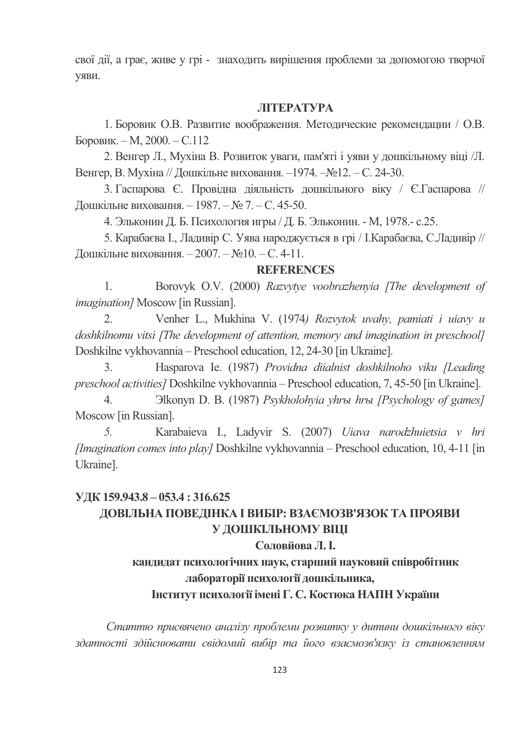свої дії, а грає, живе у грі - знаходить вирішення проблеми за допомогою творчої уяви.

**ЛІТЕРАТУРА**

1. Боровик О.В. Развитие воображения. Методические рекомендации / О.В. Боровик. – М, 2000. – С.112
2. Венгер Л., Мухіна В. Розвиток уваги, пам'яті і уяви у дошкільному віці /Л. Венгер, В. Мухіна // Дошкільне виховання. –1974. –№12. – С. 24-30.
3. Гаспарова Є. Провідна діяльність дошкільного віку / Є.Гаспарова // Дошкільне виховання. – 1987. – № 7. – С. 45-50.
4. Эльконин Д. Б. Психология игры / Д. Б. Эльконин. - М, 1978.- с.25.
5. Карабаєва І., Ладивір С. Уява народжується в грі / І.Карабаєва, С.Ладивір // Дошкільне виховання. – 2007. – №10. – С. 4-11.

**REFERENCES**

1. Borovyk O.V. (2000) *Razvytye voobrazhenyia [The development of imagination]* Moscow [in Russian].
2. Venher L., Mukhina V. (1974*) Rozvytok uvahy, pamiati i uiavy u doshkilnomu vitsi [The development of attention, memory and imagination in preschool]* Doshkilne vykhovannia – Preschool education, 12, 24-30 [in Ukraine].
3. Hasparova Ie. (1987) *Providna diialnist doshkilnoho viku [Leading preschool activities]* Doshkilne vykhovannia – Preschool education, 7, 45-50 [in Ukraine].
4. Эlkonyn D. B. (1987) *Psykholohyia yhrы hrы [Psychology of games]* Moscow [in Russian].
5. Karabaieva I., Ladyvir S. (2007) *Uiava narodzhuietsia v hri [Imagination comes into play]* Doshkilne vykhovannia – Preschool education, 10, 4-11 [in Ukraine].

**УДК 159.943.8 – 053.4 : 316.625**

## ДОВІЛЬНА ПОВЕДІНКА І ВИБІР: ВЗАЄМОЗВ'ЯЗОК ТА ПРОЯВИ У ДОШКІЛЬНОМУ ВІЦІ

**Соловйова Л. І.**

**кандидат психологічних наук, старший науковий співробітник лабораторії психології дошкільника,**
**Інститут психології імені Г. С. Костюка НАПН України**

*Статтю присвячено аналізу проблеми розвитку у дитини дошкільного віку здатності здійснювати свідомий вибір та його взаємозв'язку із становленням*